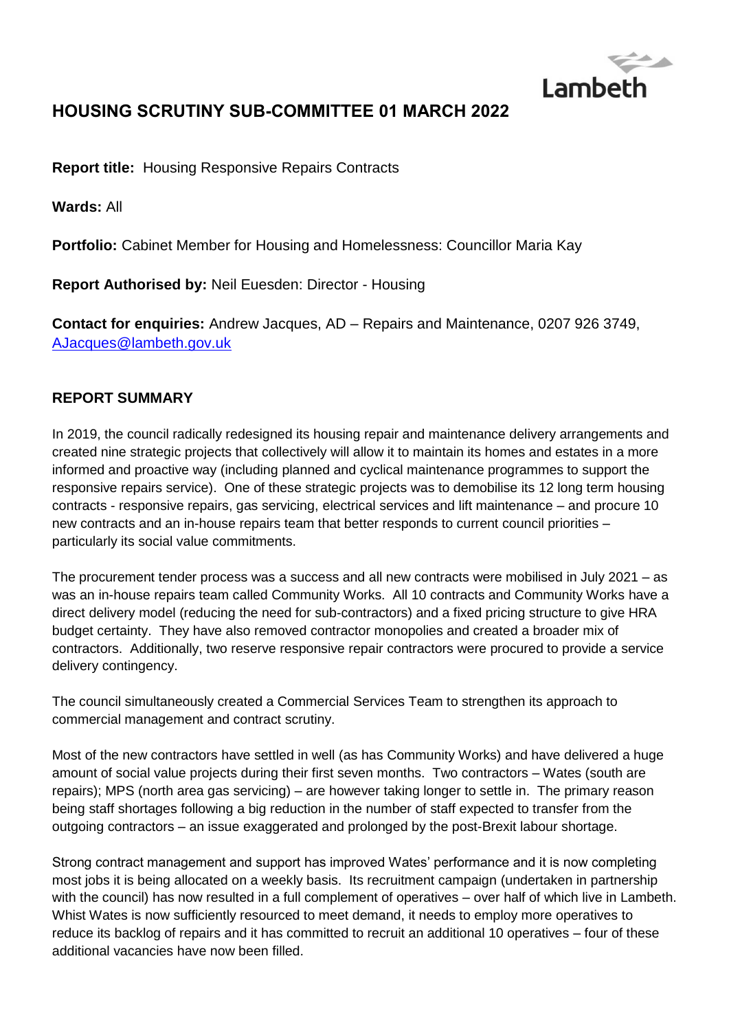# HOUSING SCRUTINY SUB-COMMITTEE 01 MARCH 2022

**Report title:** Housing Responsive Repairs Contracts

**Wards:** All

**Portfolio:** Cabinet Member for Housing and Homelessness: Councillor Maria Kay

**Report Authorised by:** Neil Euesden: Director - Housing

**Contact for enquiries:** Andrew Jacques, AD – Repairs and Maintenance, 0207 926 3749, AJacques@lambeth.gov.uk

## REPORT SUMMARY

In 2019, the council radically redesigned its housing repair and maintenance delivery arrangements and created nine strategic projects that collectively will allow it to maintain its homes and estates in a more informed and proactive way (including planned and cyclical maintenance programmes to support the responsive repairs service). One of these strategic projects was to demobilise its 12 long term housing contracts - responsive repairs, gas servicing, electrical services and lift maintenance – and procure 10 new contracts and an in-house repairs team that better responds to current council priorities – particularly its social value commitments.

The procurement tender process was a success and all new contracts were mobilised in July 2021 – as was an in-house repairs team called Community Works. All 10 contracts and Community Works have a direct delivery model (reducing the need for sub-contractors) and a fixed pricing structure to give HRA budget certainty. They have also removed contractor monopolies and created a broader mix of contractors. Additionally, two reserve responsive repair contractors were procured to provide a service delivery contingency.

The council simultaneously created a Commercial Services Team to strengthen its approach to commercial management and contract scrutiny.

Most of the new contractors have settled in well (as has Community Works) and have delivered a huge amount of social value projects during their first seven months. Two contractors – Wates (south are repairs); MPS (north area gas servicing) – are however taking longer to settle in. The primary reason being staff shortages following a big reduction in the number of staff expected to transfer from the outgoing contractors – an issue exaggerated and prolonged by the post-Brexit labour shortage.

Strong contract management and support has improved Wates' performance and it is now completing most jobs it is being allocated on a weekly basis. Its recruitment campaign (undertaken in partnership with the council) has now resulted in a full complement of operatives – over half of which live in Lambeth. Whist Wates is now sufficiently resourced to meet demand, it needs to employ more operatives to reduce its backlog of repairs and it has committed to recruit an additional 10 operatives – four of these additional vacancies have now been filled.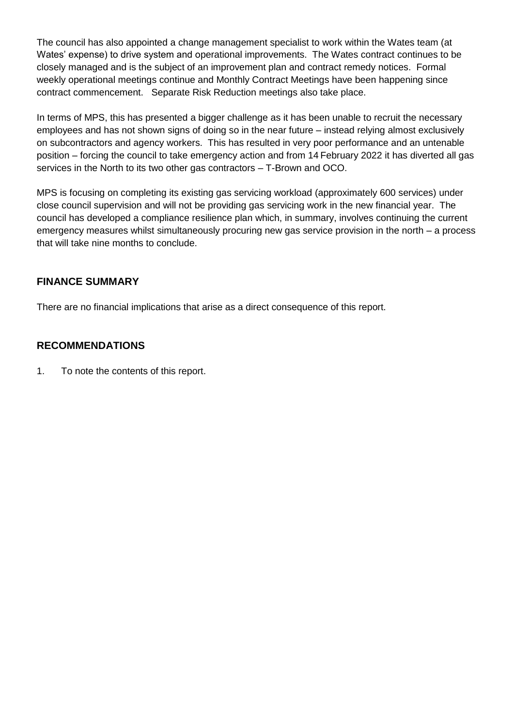The council has also appointed a change management specialist to work within the Wates team (at Wates' expense) to drive system and operational improvements. The Wates contract continues to be closely managed and is the subject of an improvement plan and contract remedy notices. Formal weekly operational meetings continue and Monthly Contract Meetings have been happening since contract commencement. Separate Risk Reduction meetings also take place.

In terms of MPS, this has presented a bigger challenge as it has been unable to recruit the necessary employees and has not shown signs of doing so in the near future – instead relying almost exclusively on subcontractors and agency workers. This has resulted in very poor performance and an untenable position – forcing the council to take emergency action and from 14 February 2022 it has diverted all gas services in the North to its two other gas contractors – T-Brown and OCO.

MPS is focusing on completing its existing gas servicing workload (approximately 600 services) under close council supervision and will not be providing gas servicing work in the new financial year. The council has developed a compliance resilience plan which, in summary, involves continuing the current emergency measures whilst simultaneously procuring new gas service provision in the north – a process that will take nine months to conclude.

## FINANCE SUMMARY

There are no financial implications that arise as a direct consequence of this report.

## RECOMMENDATIONS

1. To note the contents of this report.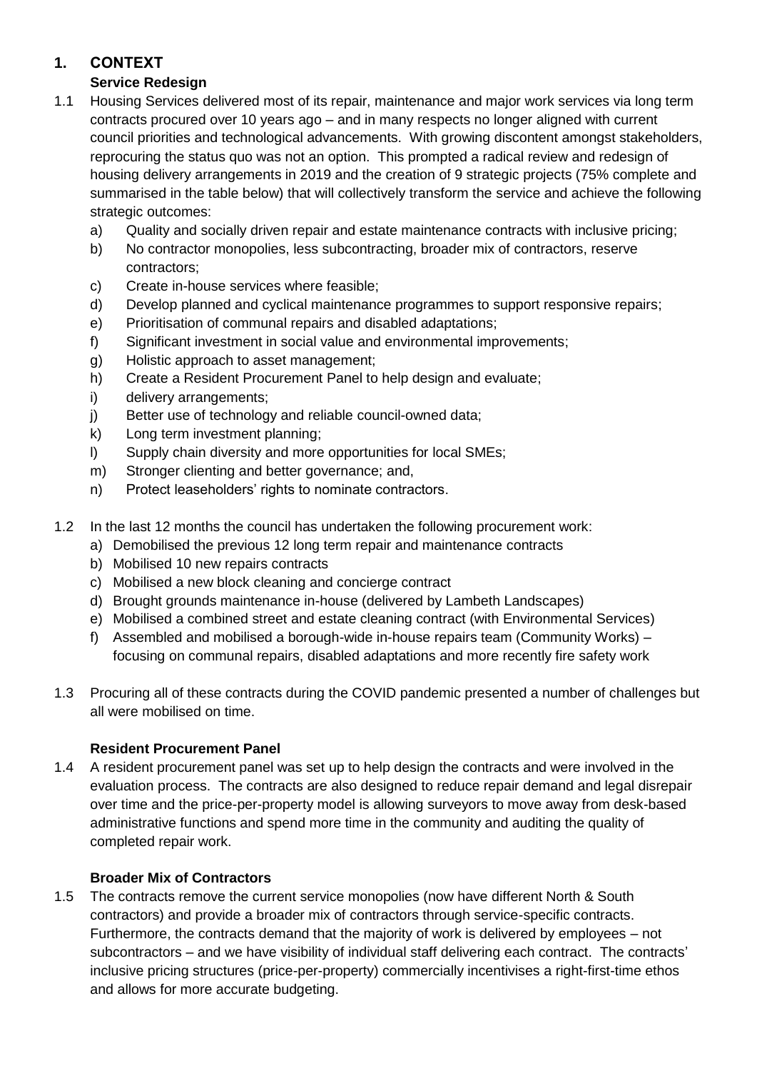## 1. CONTEXT

### Service Redesign

1.1 Housing Services delivered most of its repair, maintenance and major work services via long term contracts procured over 10 years ago – and in many respects no longer aligned with current council priorities and technological advancements. With growing discontent amongst stakeholders, reprocuring the status quo was not an option. This prompted a radical review and redesign of housing delivery arrangements in 2019 and the creation of 9 strategic projects (75% complete and summarised in the table below) that will collectively transform the service and achieve the following strategic outcomes:

   a) Quality and socially driven repair and estate maintenance contracts with inclusive pricing;
   b) No contractor monopolies, less subcontracting, broader mix of contractors, reserve contractors;
   c) Create in-house services where feasible;
   d) Develop planned and cyclical maintenance programmes to support responsive repairs;
   e) Prioritisation of communal repairs and disabled adaptations;
   f) Significant investment in social value and environmental improvements;
   g) Holistic approach to asset management;
   h) Create a Resident Procurement Panel to help design and evaluate;
   i) delivery arrangements;
   j) Better use of technology and reliable council-owned data;
   k) Long term investment planning;
   l) Supply chain diversity and more opportunities for local SMEs;
   m) Stronger clienting and better governance; and,
   n) Protect leaseholders' rights to nominate contractors.

1.2 In the last 12 months the council has undertaken the following procurement work:

   a) Demobilised the previous 12 long term repair and maintenance contracts
   b) Mobilised 10 new repairs contracts
   c) Mobilised a new block cleaning and concierge contract
   d) Brought grounds maintenance in-house (delivered by Lambeth Landscapes)
   e) Mobilised a combined street and estate cleaning contract (with Environmental Services)
   f) Assembled and mobilised a borough-wide in-house repairs team (Community Works) – focusing on communal repairs, disabled adaptations and more recently fire safety work

1.3 Procuring all of these contracts during the COVID pandemic presented a number of challenges but all were mobilised on time.

### Resident Procurement Panel

1.4 A resident procurement panel was set up to help design the contracts and were involved in the evaluation process. The contracts are also designed to reduce repair demand and legal disrepair over time and the price-per-property model is allowing surveyors to move away from desk-based administrative functions and spend more time in the community and auditing the quality of completed repair work.

### Broader Mix of Contractors

1.5 The contracts remove the current service monopolies (now have different North & South contractors) and provide a broader mix of contractors through service-specific contracts. Furthermore, the contracts demand that the majority of work is delivered by employees – not subcontractors – and we have visibility of individual staff delivering each contract. The contracts' inclusive pricing structures (price-per-property) commercially incentivises a right-first-time ethos and allows for more accurate budgeting.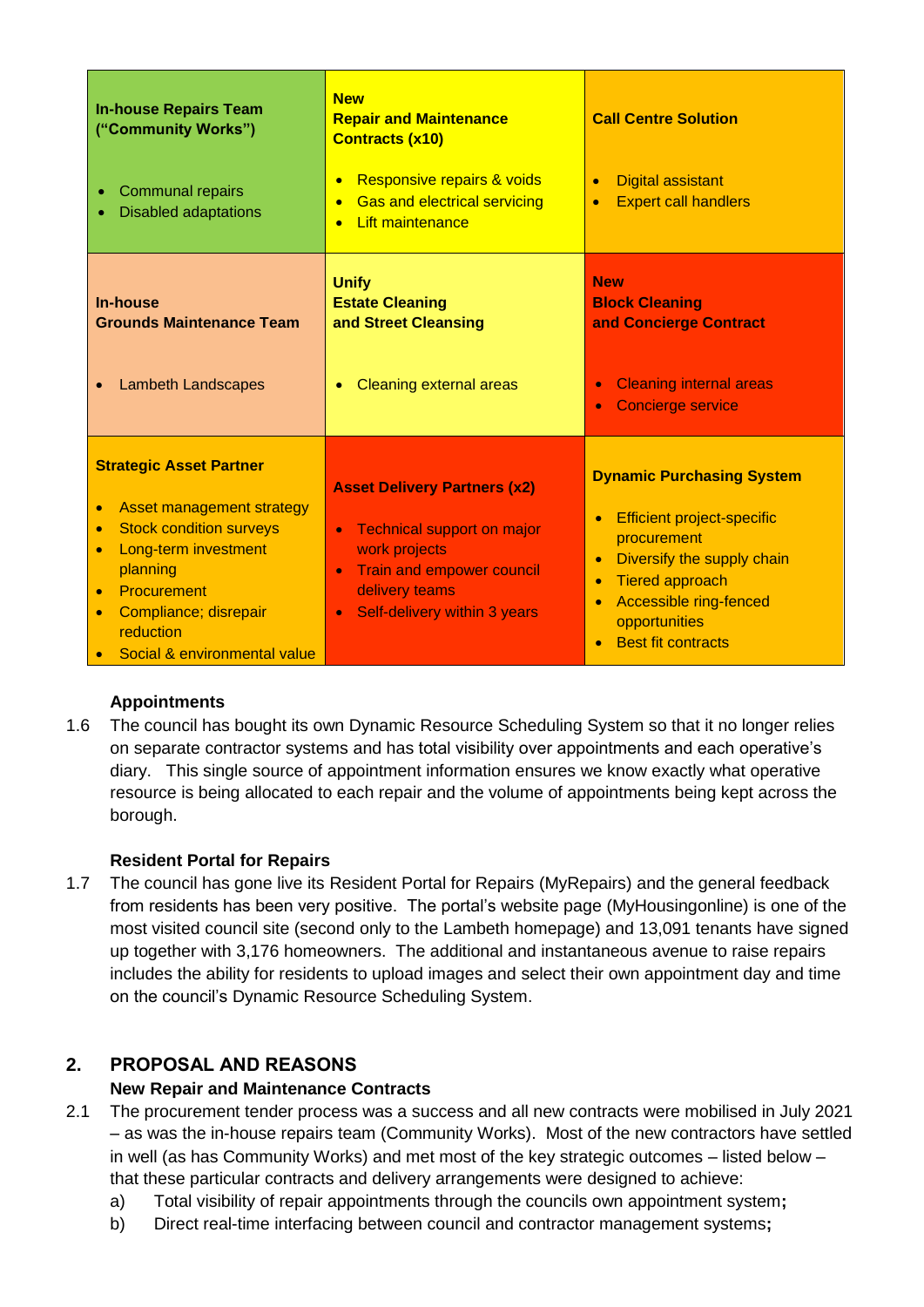| In-house Repairs Team ("Community Works")<br><br>• Communal repairs<br>• Disabled adaptations | New<br>Repair and Maintenance Contracts (x10)<br><br>• Responsive repairs & voids<br>• Gas and electrical servicing<br>• Lift maintenance | Call Centre Solution<br><br>• Digital assistant<br>• Expert call handlers |
|---|---|---|
| In-house<br>Grounds Maintenance Team<br><br>• Lambeth Landscapes | Unify<br>Estate Cleaning and Street Cleansing<br><br>• Cleaning external areas | New<br>Block Cleaning and Concierge Contract<br><br>• Cleaning internal areas<br>• Concierge service |
| Strategic Asset Partner<br><br>• Asset management strategy<br>• Stock condition surveys<br>• Long-term investment planning<br>• Procurement<br>• Compliance; disrepair reduction<br>• Social & environmental value | Asset Delivery Partners (x2)<br><br>• Technical support on major work projects<br>• Train and empower council delivery teams<br>• Self-delivery within 3 years | Dynamic Purchasing System<br><br>• Efficient project-specific procurement<br>• Diversify the supply chain<br>• Tiered approach<br>• Accessible ring-fenced opportunities<br>• Best fit contracts |

**Appointments**

1.6 The council has bought its own Dynamic Resource Scheduling System so that it no longer relies on separate contractor systems and has total visibility over appointments and each operative's diary. This single source of appointment information ensures we know exactly what operative resource is being allocated to each repair and the volume of appointments being kept across the borough.

**Resident Portal for Repairs**

1.7 The council has gone live its Resident Portal for Repairs (MyRepairs) and the general feedback from residents has been very positive. The portal's website page (MyHousingonline) is one of the most visited council site (second only to the Lambeth homepage) and 13,091 tenants have signed up together with 3,176 homeowners. The additional and instantaneous avenue to raise repairs includes the ability for residents to upload images and select their own appointment day and time on the council's Dynamic Resource Scheduling System.

## 2. PROPOSAL AND REASONS

**New Repair and Maintenance Contracts**

2.1 The procurement tender process was a success and all new contracts were mobilised in July 2021 – as was the in-house repairs team (Community Works). Most of the new contractors have settled in well (as has Community Works) and met most of the key strategic outcomes – listed below – that these particular contracts and delivery arrangements were designed to achieve:

a) Total visibility of repair appointments through the councils own appointment system**;**

b) Direct real-time interfacing between council and contractor management systems**;**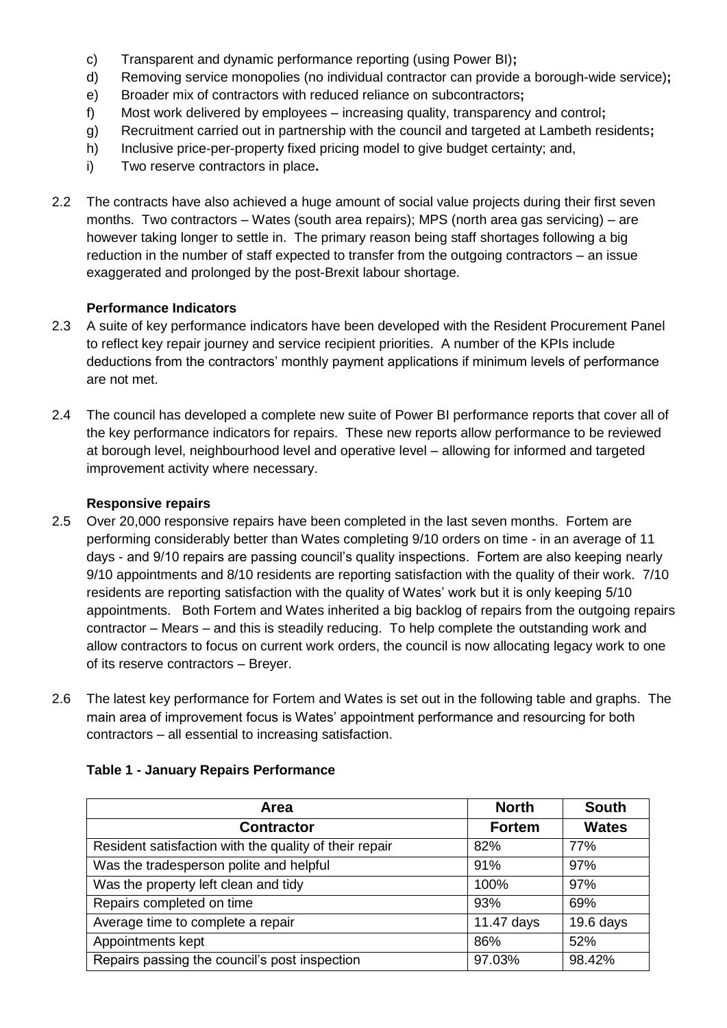c) Transparent and dynamic performance reporting (using Power BI)**;**
d) Removing service monopolies (no individual contractor can provide a borough-wide service)**;**
e) Broader mix of contractors with reduced reliance on subcontractors**;**
f) Most work delivered by employees – increasing quality, transparency and control**;**
g) Recruitment carried out in partnership with the council and targeted at Lambeth residents**;**
h) Inclusive price-per-property fixed pricing model to give budget certainty; and,
i) Two reserve contractors in place**.**

2.2 The contracts have also achieved a huge amount of social value projects during their first seven months. Two contractors – Wates (south area repairs); MPS (north area gas servicing) – are however taking longer to settle in. The primary reason being staff shortages following a big reduction in the number of staff expected to transfer from the outgoing contractors – an issue exaggerated and prolonged by the post-Brexit labour shortage.

**Performance Indicators**

2.3 A suite of key performance indicators have been developed with the Resident Procurement Panel to reflect key repair journey and service recipient priorities. A number of the KPIs include deductions from the contractors' monthly payment applications if minimum levels of performance are not met.

2.4 The council has developed a complete new suite of Power BI performance reports that cover all of the key performance indicators for repairs. These new reports allow performance to be reviewed at borough level, neighbourhood level and operative level – allowing for informed and targeted improvement activity where necessary.

**Responsive repairs**

2.5 Over 20,000 responsive repairs have been completed in the last seven months. Fortem are performing considerably better than Wates completing 9/10 orders on time - in an average of 11 days - and 9/10 repairs are passing council's quality inspections. Fortem are also keeping nearly 9/10 appointments and 8/10 residents are reporting satisfaction with the quality of their work. 7/10 residents are reporting satisfaction with the quality of Wates' work but it is only keeping 5/10 appointments. Both Fortem and Wates inherited a big backlog of repairs from the outgoing repairs contractor – Mears – and this is steadily reducing. To help complete the outstanding work and allow contractors to focus on current work orders, the council is now allocating legacy work to one of its reserve contractors – Breyer.

2.6 The latest key performance for Fortem and Wates is set out in the following table and graphs. The main area of improvement focus is Wates' appointment performance and resourcing for both contractors – all essential to increasing satisfaction.

**Table 1 - January Repairs Performance**

| Area | North | South |
|---|---|---|
| **Contractor** | **Fortem** | **Wates** |
| Resident satisfaction with the quality of their repair | 82% | 77% |
| Was the tradesperson polite and helpful | 91% | 97% |
| Was the property left clean and tidy | 100% | 97% |
| Repairs completed on time | 93% | 69% |
| Average time to complete a repair | 11.47 days | 19.6 days |
| Appointments kept | 86% | 52% |
| Repairs passing the council's post inspection | 97.03% | 98.42% |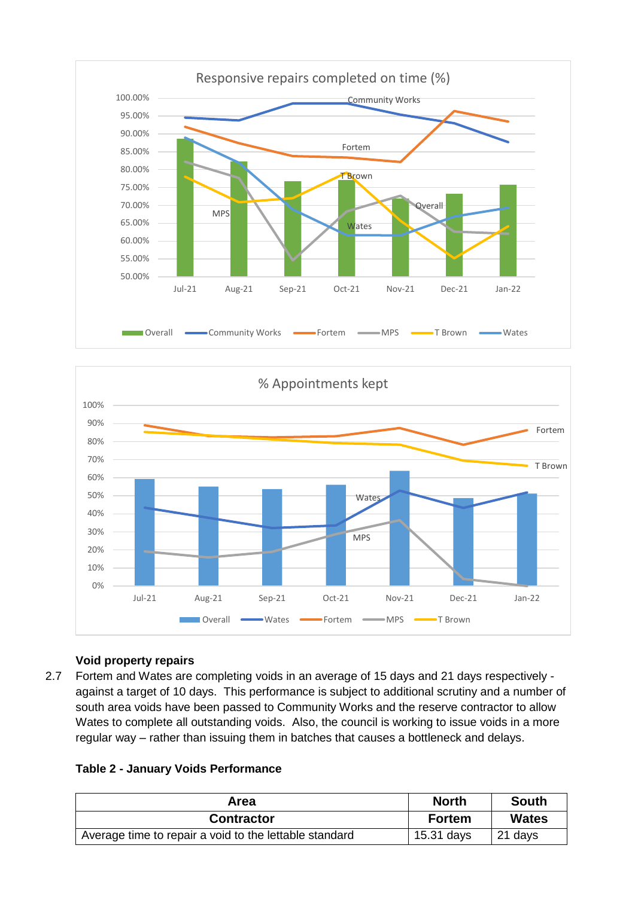### Void property repairs

2.7 Fortem and Wates are completing voids in an average of 15 days and 21 days respectively - against a target of 10 days. This performance is subject to additional scrutiny and a number of south area voids have been passed to Community Works and the reserve contractor to allow Wates to complete all outstanding voids. Also, the council is working to issue voids in a more regular way – rather than issuing them in batches that causes a bottleneck and delays.

**Table 2 - January Voids Performance**

| Area | North | South |
|---|---|---|
| **Contractor** | **Fortem** | **Wates** |
| Average time to repair a void to the lettable standard | 15.31 days | 21 days |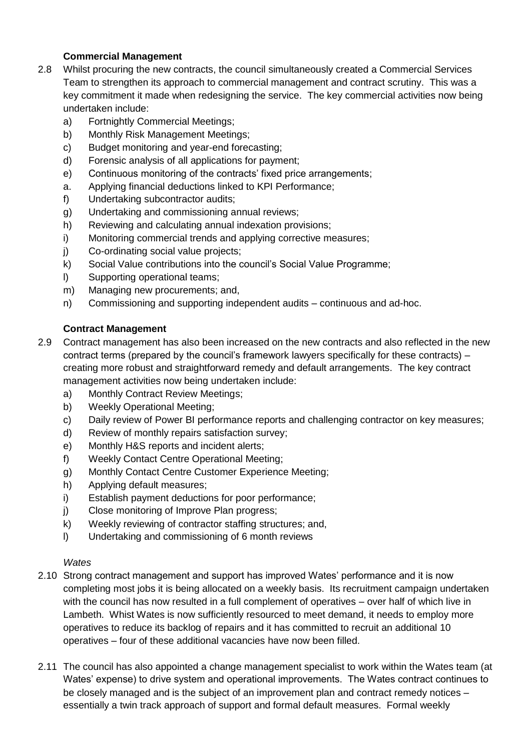**Commercial Management**

2.8 Whilst procuring the new contracts, the council simultaneously created a Commercial Services Team to strengthen its approach to commercial management and contract scrutiny. This was a key commitment it made when redesigning the service. The key commercial activities now being undertaken include:

a) Fortnightly Commercial Meetings;
b) Monthly Risk Management Meetings;
c) Budget monitoring and year-end forecasting;
d) Forensic analysis of all applications for payment;
e) Continuous monitoring of the contracts' fixed price arrangements;
a. Applying financial deductions linked to KPI Performance;
f) Undertaking subcontractor audits;
g) Undertaking and commissioning annual reviews;
h) Reviewing and calculating annual indexation provisions;
i) Monitoring commercial trends and applying corrective measures;
j) Co-ordinating social value projects;
k) Social Value contributions into the council's Social Value Programme;
l) Supporting operational teams;
m) Managing new procurements; and,
n) Commissioning and supporting independent audits – continuous and ad-hoc.

**Contract Management**

2.9 Contract management has also been increased on the new contracts and also reflected in the new contract terms (prepared by the council's framework lawyers specifically for these contracts) – creating more robust and straightforward remedy and default arrangements. The key contract management activities now being undertaken include:

a) Monthly Contract Review Meetings;
b) Weekly Operational Meeting;
c) Daily review of Power BI performance reports and challenging contractor on key measures;
d) Review of monthly repairs satisfaction survey;
e) Monthly H&S reports and incident alerts;
f) Weekly Contact Centre Operational Meeting;
g) Monthly Contact Centre Customer Experience Meeting;
h) Applying default measures;
i) Establish payment deductions for poor performance;
j) Close monitoring of Improve Plan progress;
k) Weekly reviewing of contractor staffing structures; and,
l) Undertaking and commissioning of 6 month reviews

*Wates*

2.10 Strong contract management and support has improved Wates' performance and it is now completing most jobs it is being allocated on a weekly basis. Its recruitment campaign undertaken with the council has now resulted in a full complement of operatives – over half of which live in Lambeth. Whist Wates is now sufficiently resourced to meet demand, it needs to employ more operatives to reduce its backlog of repairs and it has committed to recruit an additional 10 operatives – four of these additional vacancies have now been filled.

2.11 The council has also appointed a change management specialist to work within the Wates team (at Wates' expense) to drive system and operational improvements. The Wates contract continues to be closely managed and is the subject of an improvement plan and contract remedy notices – essentially a twin track approach of support and formal default measures. Formal weekly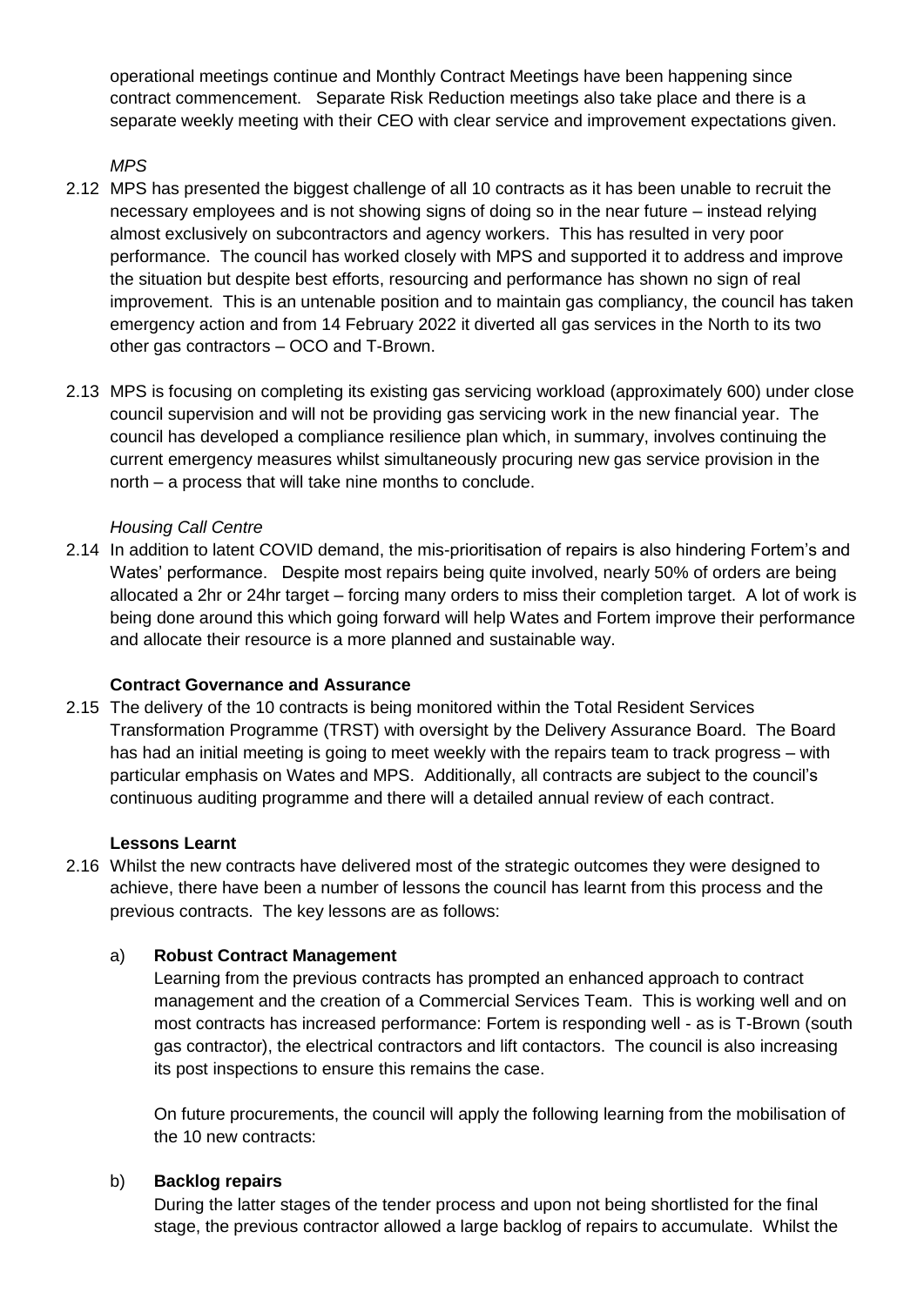operational meetings continue and Monthly Contract Meetings have been happening since contract commencement. Separate Risk Reduction meetings also take place and there is a separate weekly meeting with their CEO with clear service and improvement expectations given.

*MPS*

2.12 MPS has presented the biggest challenge of all 10 contracts as it has been unable to recruit the necessary employees and is not showing signs of doing so in the near future – instead relying almost exclusively on subcontractors and agency workers. This has resulted in very poor performance. The council has worked closely with MPS and supported it to address and improve the situation but despite best efforts, resourcing and performance has shown no sign of real improvement. This is an untenable position and to maintain gas compliancy, the council has taken emergency action and from 14 February 2022 it diverted all gas services in the North to its two other gas contractors – OCO and T-Brown.

2.13 MPS is focusing on completing its existing gas servicing workload (approximately 600) under close council supervision and will not be providing gas servicing work in the new financial year. The council has developed a compliance resilience plan which, in summary, involves continuing the current emergency measures whilst simultaneously procuring new gas service provision in the north – a process that will take nine months to conclude.

*Housing Call Centre*

2.14 In addition to latent COVID demand, the mis-prioritisation of repairs is also hindering Fortem's and Wates' performance. Despite most repairs being quite involved, nearly 50% of orders are being allocated a 2hr or 24hr target – forcing many orders to miss their completion target. A lot of work is being done around this which going forward will help Wates and Fortem improve their performance and allocate their resource is a more planned and sustainable way.

**Contract Governance and Assurance**

2.15 The delivery of the 10 contracts is being monitored within the Total Resident Services Transformation Programme (TRST) with oversight by the Delivery Assurance Board. The Board has had an initial meeting is going to meet weekly with the repairs team to track progress – with particular emphasis on Wates and MPS. Additionally, all contracts are subject to the council's continuous auditing programme and there will a detailed annual review of each contract.

**Lessons Learnt**

2.16 Whilst the new contracts have delivered most of the strategic outcomes they were designed to achieve, there have been a number of lessons the council has learnt from this process and the previous contracts. The key lessons are as follows:

a) **Robust Contract Management**

Learning from the previous contracts has prompted an enhanced approach to contract management and the creation of a Commercial Services Team. This is working well and on most contracts has increased performance: Fortem is responding well - as is T-Brown (south gas contractor), the electrical contractors and lift contactors. The council is also increasing its post inspections to ensure this remains the case.

On future procurements, the council will apply the following learning from the mobilisation of the 10 new contracts:

b) **Backlog repairs**

During the latter stages of the tender process and upon not being shortlisted for the final stage, the previous contractor allowed a large backlog of repairs to accumulate. Whilst the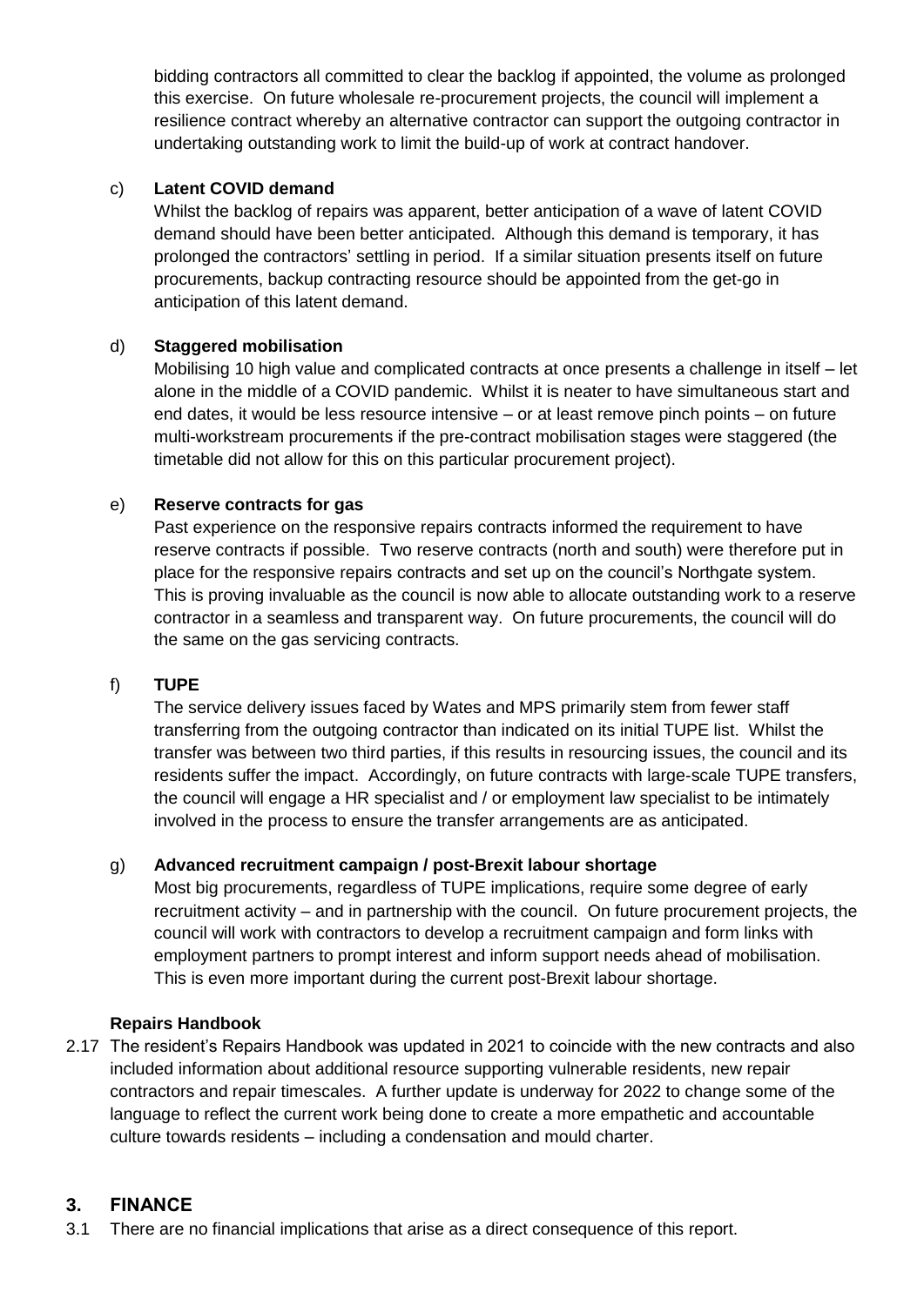bidding contractors all committed to clear the backlog if appointed, the volume as prolonged this exercise. On future wholesale re-procurement projects, the council will implement a resilience contract whereby an alternative contractor can support the outgoing contractor in undertaking outstanding work to limit the build-up of work at contract handover.

c) **Latent COVID demand**

Whilst the backlog of repairs was apparent, better anticipation of a wave of latent COVID demand should have been better anticipated. Although this demand is temporary, it has prolonged the contractors' settling in period. If a similar situation presents itself on future procurements, backup contracting resource should be appointed from the get-go in anticipation of this latent demand.

d) **Staggered mobilisation**

Mobilising 10 high value and complicated contracts at once presents a challenge in itself – let alone in the middle of a COVID pandemic. Whilst it is neater to have simultaneous start and end dates, it would be less resource intensive – or at least remove pinch points – on future multi-workstream procurements if the pre-contract mobilisation stages were staggered (the timetable did not allow for this on this particular procurement project).

e) **Reserve contracts for gas**

Past experience on the responsive repairs contracts informed the requirement to have reserve contracts if possible. Two reserve contracts (north and south) were therefore put in place for the responsive repairs contracts and set up on the council's Northgate system. This is proving invaluable as the council is now able to allocate outstanding work to a reserve contractor in a seamless and transparent way. On future procurements, the council will do the same on the gas servicing contracts.

f) **TUPE**

The service delivery issues faced by Wates and MPS primarily stem from fewer staff transferring from the outgoing contractor than indicated on its initial TUPE list. Whilst the transfer was between two third parties, if this results in resourcing issues, the council and its residents suffer the impact. Accordingly, on future contracts with large-scale TUPE transfers, the council will engage a HR specialist and / or employment law specialist to be intimately involved in the process to ensure the transfer arrangements are as anticipated.

g) **Advanced recruitment campaign / post-Brexit labour shortage**

Most big procurements, regardless of TUPE implications, require some degree of early recruitment activity – and in partnership with the council. On future procurement projects, the council will work with contractors to develop a recruitment campaign and form links with employment partners to prompt interest and inform support needs ahead of mobilisation. This is even more important during the current post-Brexit labour shortage.

**Repairs Handbook**

2.17 The resident's Repairs Handbook was updated in 2021 to coincide with the new contracts and also included information about additional resource supporting vulnerable residents, new repair contractors and repair timescales. A further update is underway for 2022 to change some of the language to reflect the current work being done to create a more empathetic and accountable culture towards residents – including a condensation and mould charter.

## 3. FINANCE

3.1 There are no financial implications that arise as a direct consequence of this report.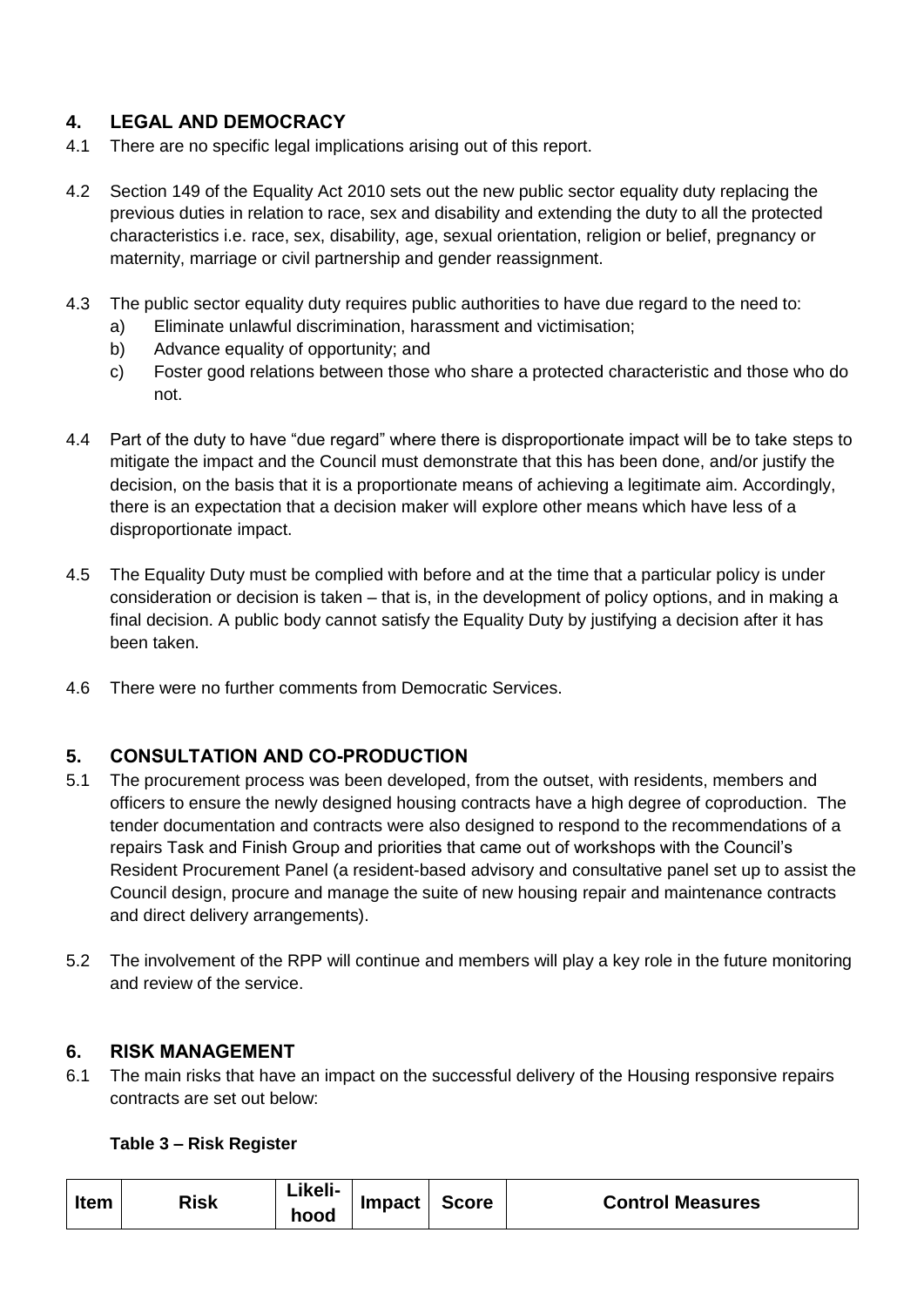## 4. LEGAL AND DEMOCRACY

4.1 There are no specific legal implications arising out of this report.

4.2 Section 149 of the Equality Act 2010 sets out the new public sector equality duty replacing the previous duties in relation to race, sex and disability and extending the duty to all the protected characteristics i.e. race, sex, disability, age, sexual orientation, religion or belief, pregnancy or maternity, marriage or civil partnership and gender reassignment.

4.3 The public sector equality duty requires public authorities to have due regard to the need to:

a) Eliminate unlawful discrimination, harassment and victimisation;
b) Advance equality of opportunity; and
c) Foster good relations between those who share a protected characteristic and those who do not.

4.4 Part of the duty to have "due regard" where there is disproportionate impact will be to take steps to mitigate the impact and the Council must demonstrate that this has been done, and/or justify the decision, on the basis that it is a proportionate means of achieving a legitimate aim. Accordingly, there is an expectation that a decision maker will explore other means which have less of a disproportionate impact.

4.5 The Equality Duty must be complied with before and at the time that a particular policy is under consideration or decision is taken – that is, in the development of policy options, and in making a final decision. A public body cannot satisfy the Equality Duty by justifying a decision after it has been taken.

4.6 There were no further comments from Democratic Services.

## 5. CONSULTATION AND CO-PRODUCTION

5.1 The procurement process was been developed, from the outset, with residents, members and officers to ensure the newly designed housing contracts have a high degree of coproduction. The tender documentation and contracts were also designed to respond to the recommendations of a repairs Task and Finish Group and priorities that came out of workshops with the Council's Resident Procurement Panel (a resident-based advisory and consultative panel set up to assist the Council design, procure and manage the suite of new housing repair and maintenance contracts and direct delivery arrangements).

5.2 The involvement of the RPP will continue and members will play a key role in the future monitoring and review of the service.

## 6. RISK MANAGEMENT

6.1 The main risks that have an impact on the successful delivery of the Housing responsive repairs contracts are set out below:

**Table 3 – Risk Register**

| Item | Risk | Likeli-hood | Impact | Score | Control Measures |
|---|---|---|---|---|---|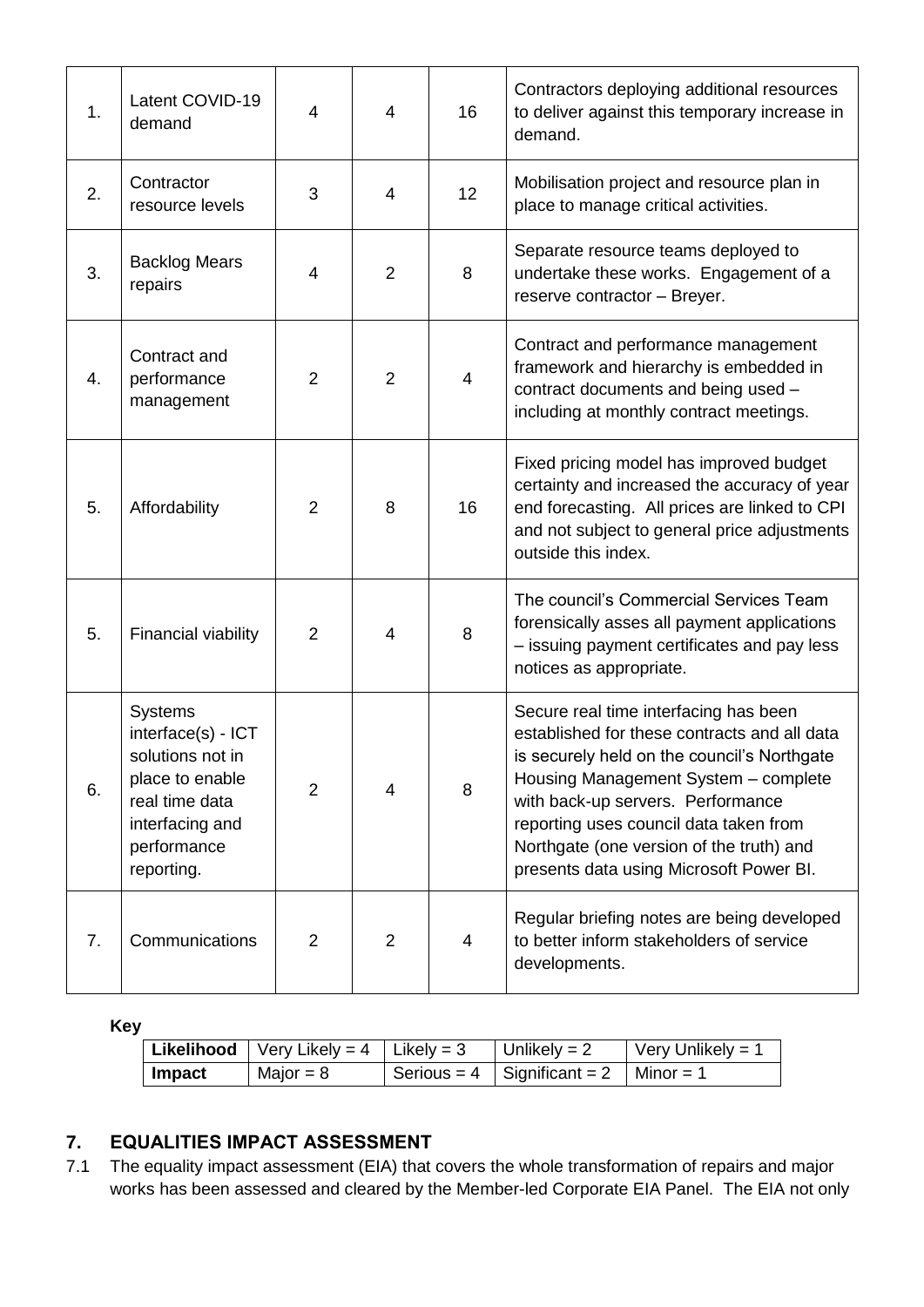| 1. | Latent COVID-19 demand | 4 | 4 | 16 | Contractors deploying additional resources to deliver against this temporary increase in demand. |
|---|---|---|---|---|---|
| 2. | Contractor resource levels | 3 | 4 | 12 | Mobilisation project and resource plan in place to manage critical activities. |
| 3. | Backlog Mears repairs | 4 | 2 | 8 | Separate resource teams deployed to undertake these works. Engagement of a reserve contractor – Breyer. |
| 4. | Contract and performance management | 2 | 2 | 4 | Contract and performance management framework and hierarchy is embedded in contract documents and being used – including at monthly contract meetings. |
| 5. | Affordability | 2 | 8 | 16 | Fixed pricing model has improved budget certainty and increased the accuracy of year end forecasting. All prices are linked to CPI and not subject to general price adjustments outside this index. |
| 5. | Financial viability | 2 | 4 | 8 | The council's Commercial Services Team forensically asses all payment applications – issuing payment certificates and pay less notices as appropriate. |
| 6. | Systems interface(s) - ICT solutions not in place to enable real time data interfacing and performance reporting. | 2 | 4 | 8 | Secure real time interfacing has been established for these contracts and all data is securely held on the council's Northgate Housing Management System – complete with back-up servers. Performance reporting uses council data taken from Northgate (one version of the truth) and presents data using Microsoft Power BI. |
| 7. | Communications | 2 | 2 | 4 | Regular briefing notes are being developed to better inform stakeholders of service developments. |

**Key**

| **Likelihood** | Very Likely = 4 | Likely = 3 | Unlikely = 2 | Very Unlikely = 1 |
|---|---|---|---|---|
| **Impact** | Major = 8 | Serious = 4 | Significant = 2 | Minor = 1 |

## 7. EQUALITIES IMPACT ASSESSMENT

7.1 The equality impact assessment (EIA) that covers the whole transformation of repairs and major works has been assessed and cleared by the Member-led Corporate EIA Panel. The EIA not only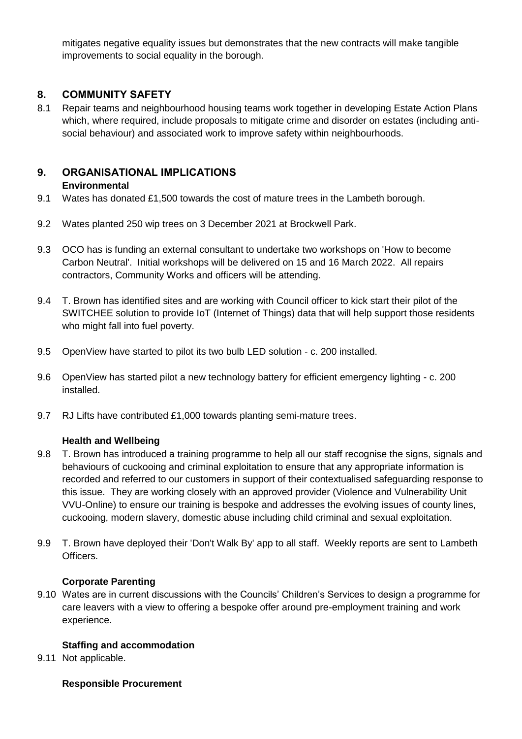mitigates negative equality issues but demonstrates that the new contracts will make tangible improvements to social equality in the borough.

## 8. COMMUNITY SAFETY

8.1 Repair teams and neighbourhood housing teams work together in developing Estate Action Plans which, where required, include proposals to mitigate crime and disorder on estates (including anti-social behaviour) and associated work to improve safety within neighbourhoods.

## 9. ORGANISATIONAL IMPLICATIONS

### Environmental

9.1 Wates has donated £1,500 towards the cost of mature trees in the Lambeth borough.

9.2 Wates planted 250 wip trees on 3 December 2021 at Brockwell Park.

9.3 OCO has is funding an external consultant to undertake two workshops on 'How to become Carbon Neutral'. Initial workshops will be delivered on 15 and 16 March 2022. All repairs contractors, Community Works and officers will be attending.

9.4 T. Brown has identified sites and are working with Council officer to kick start their pilot of the SWITCHEE solution to provide IoT (Internet of Things) data that will help support those residents who might fall into fuel poverty.

9.5 OpenView have started to pilot its two bulb LED solution - c. 200 installed.

9.6 OpenView has started pilot a new technology battery for efficient emergency lighting - c. 200 installed.

9.7 RJ Lifts have contributed £1,000 towards planting semi-mature trees.

### Health and Wellbeing

9.8 T. Brown has introduced a training programme to help all our staff recognise the signs, signals and behaviours of cuckooing and criminal exploitation to ensure that any appropriate information is recorded and referred to our customers in support of their contextualised safeguarding response to this issue. They are working closely with an approved provider (Violence and Vulnerability Unit VVU-Online) to ensure our training is bespoke and addresses the evolving issues of county lines, cuckooing, modern slavery, domestic abuse including child criminal and sexual exploitation.

9.9 T. Brown have deployed their 'Don't Walk By' app to all staff. Weekly reports are sent to Lambeth Officers.

### Corporate Parenting

9.10 Wates are in current discussions with the Councils' Children's Services to design a programme for care leavers with a view to offering a bespoke offer around pre-employment training and work experience.

### Staffing and accommodation

9.11 Not applicable.

### Responsible Procurement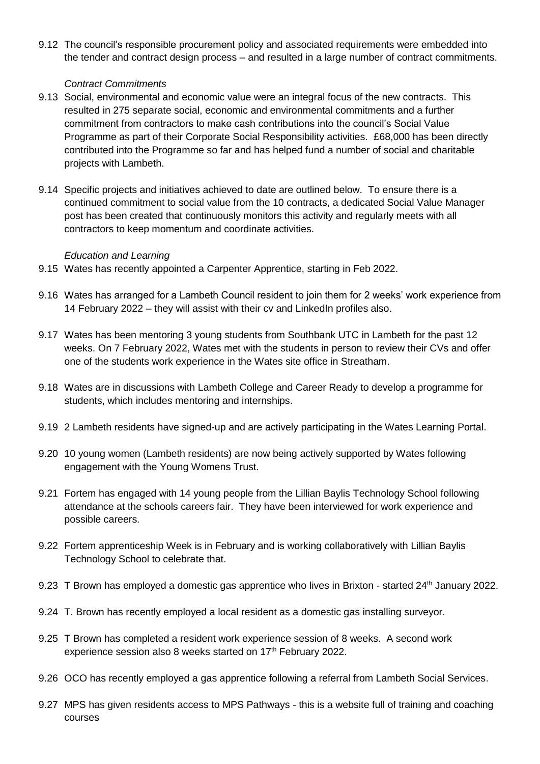9.12 The council's responsible procurement policy and associated requirements were embedded into the tender and contract design process – and resulted in a large number of contract commitments.

*Contract Commitments*

9.13 Social, environmental and economic value were an integral focus of the new contracts. This resulted in 275 separate social, economic and environmental commitments and a further commitment from contractors to make cash contributions into the council's Social Value Programme as part of their Corporate Social Responsibility activities. £68,000 has been directly contributed into the Programme so far and has helped fund a number of social and charitable projects with Lambeth.

9.14 Specific projects and initiatives achieved to date are outlined below. To ensure there is a continued commitment to social value from the 10 contracts, a dedicated Social Value Manager post has been created that continuously monitors this activity and regularly meets with all contractors to keep momentum and coordinate activities.

*Education and Learning*

9.15 Wates has recently appointed a Carpenter Apprentice, starting in Feb 2022.

9.16 Wates has arranged for a Lambeth Council resident to join them for 2 weeks' work experience from 14 February 2022 – they will assist with their cv and LinkedIn profiles also.

9.17 Wates has been mentoring 3 young students from Southbank UTC in Lambeth for the past 12 weeks. On 7 February 2022, Wates met with the students in person to review their CVs and offer one of the students work experience in the Wates site office in Streatham.

9.18 Wates are in discussions with Lambeth College and Career Ready to develop a programme for students, which includes mentoring and internships.

9.19 2 Lambeth residents have signed-up and are actively participating in the Wates Learning Portal.

9.20 10 young women (Lambeth residents) are now being actively supported by Wates following engagement with the Young Womens Trust.

9.21 Fortem has engaged with 14 young people from the Lillian Baylis Technology School following attendance at the schools careers fair. They have been interviewed for work experience and possible careers.

9.22 Fortem apprenticeship Week is in February and is working collaboratively with Lillian Baylis Technology School to celebrate that.

9.23 T Brown has employed a domestic gas apprentice who lives in Brixton - started 24th January 2022.

9.24 T. Brown has recently employed a local resident as a domestic gas installing surveyor.

9.25 T Brown has completed a resident work experience session of 8 weeks. A second work experience session also 8 weeks started on 17th February 2022.

9.26 OCO has recently employed a gas apprentice following a referral from Lambeth Social Services.

9.27 MPS has given residents access to MPS Pathways - this is a website full of training and coaching courses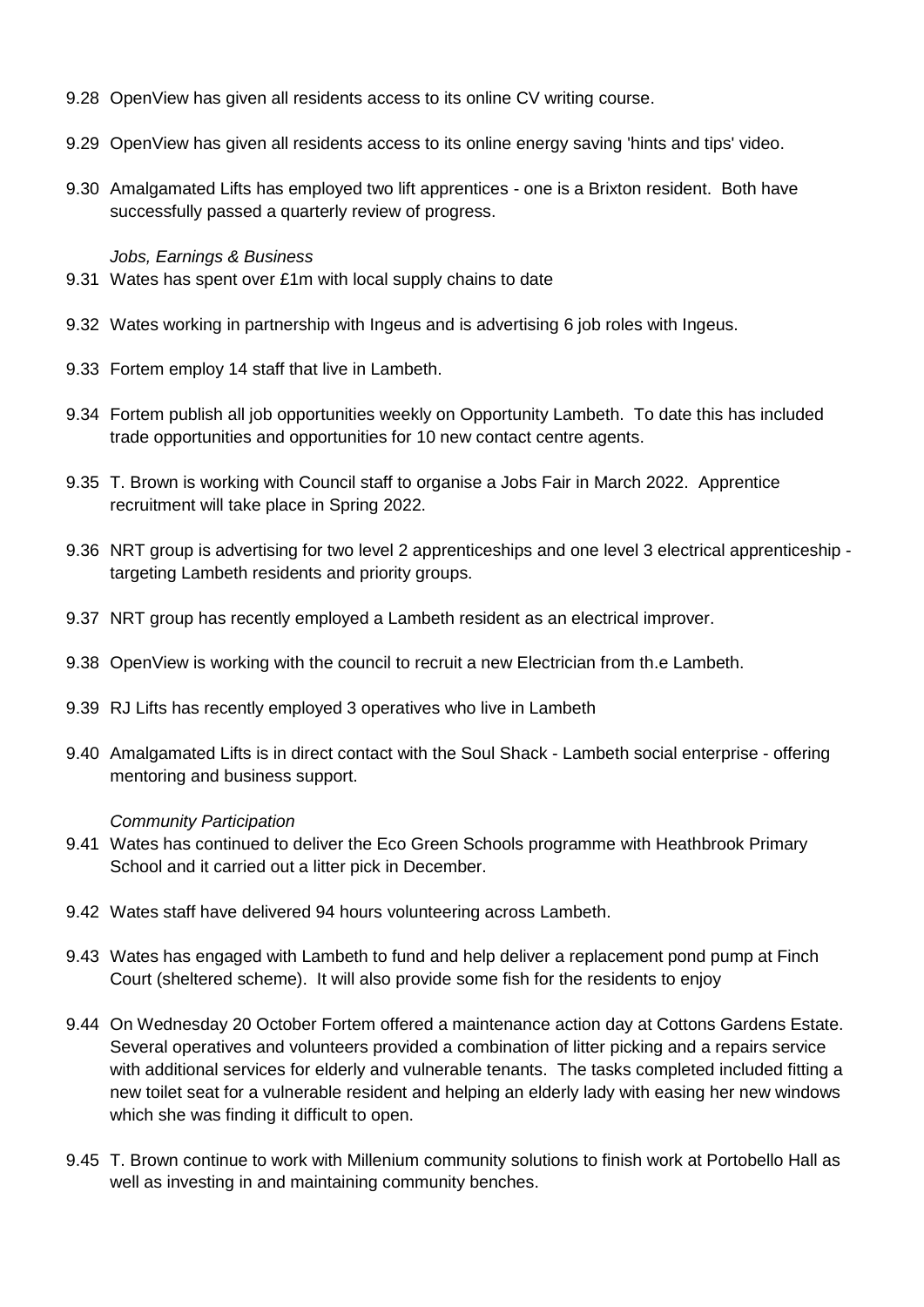9.28 OpenView has given all residents access to its online CV writing course.

9.29 OpenView has given all residents access to its online energy saving 'hints and tips' video.

9.30 Amalgamated Lifts has employed two lift apprentices - one is a Brixton resident. Both have successfully passed a quarterly review of progress.

*Jobs, Earnings & Business*

9.31 Wates has spent over £1m with local supply chains to date

9.32 Wates working in partnership with Ingeus and is advertising 6 job roles with Ingeus.

9.33 Fortem employ 14 staff that live in Lambeth.

9.34 Fortem publish all job opportunities weekly on Opportunity Lambeth. To date this has included trade opportunities and opportunities for 10 new contact centre agents.

9.35 T. Brown is working with Council staff to organise a Jobs Fair in March 2022. Apprentice recruitment will take place in Spring 2022.

9.36 NRT group is advertising for two level 2 apprenticeships and one level 3 electrical apprenticeship - targeting Lambeth residents and priority groups.

9.37 NRT group has recently employed a Lambeth resident as an electrical improver.

9.38 OpenView is working with the council to recruit a new Electrician from th.e Lambeth.

9.39 RJ Lifts has recently employed 3 operatives who live in Lambeth

9.40 Amalgamated Lifts is in direct contact with the Soul Shack - Lambeth social enterprise - offering mentoring and business support.

*Community Participation*

9.41 Wates has continued to deliver the Eco Green Schools programme with Heathbrook Primary School and it carried out a litter pick in December.

9.42 Wates staff have delivered 94 hours volunteering across Lambeth.

9.43 Wates has engaged with Lambeth to fund and help deliver a replacement pond pump at Finch Court (sheltered scheme). It will also provide some fish for the residents to enjoy

9.44 On Wednesday 20 October Fortem offered a maintenance action day at Cottons Gardens Estate. Several operatives and volunteers provided a combination of litter picking and a repairs service with additional services for elderly and vulnerable tenants. The tasks completed included fitting a new toilet seat for a vulnerable resident and helping an elderly lady with easing her new windows which she was finding it difficult to open.

9.45 T. Brown continue to work with Millenium community solutions to finish work at Portobello Hall as well as investing in and maintaining community benches.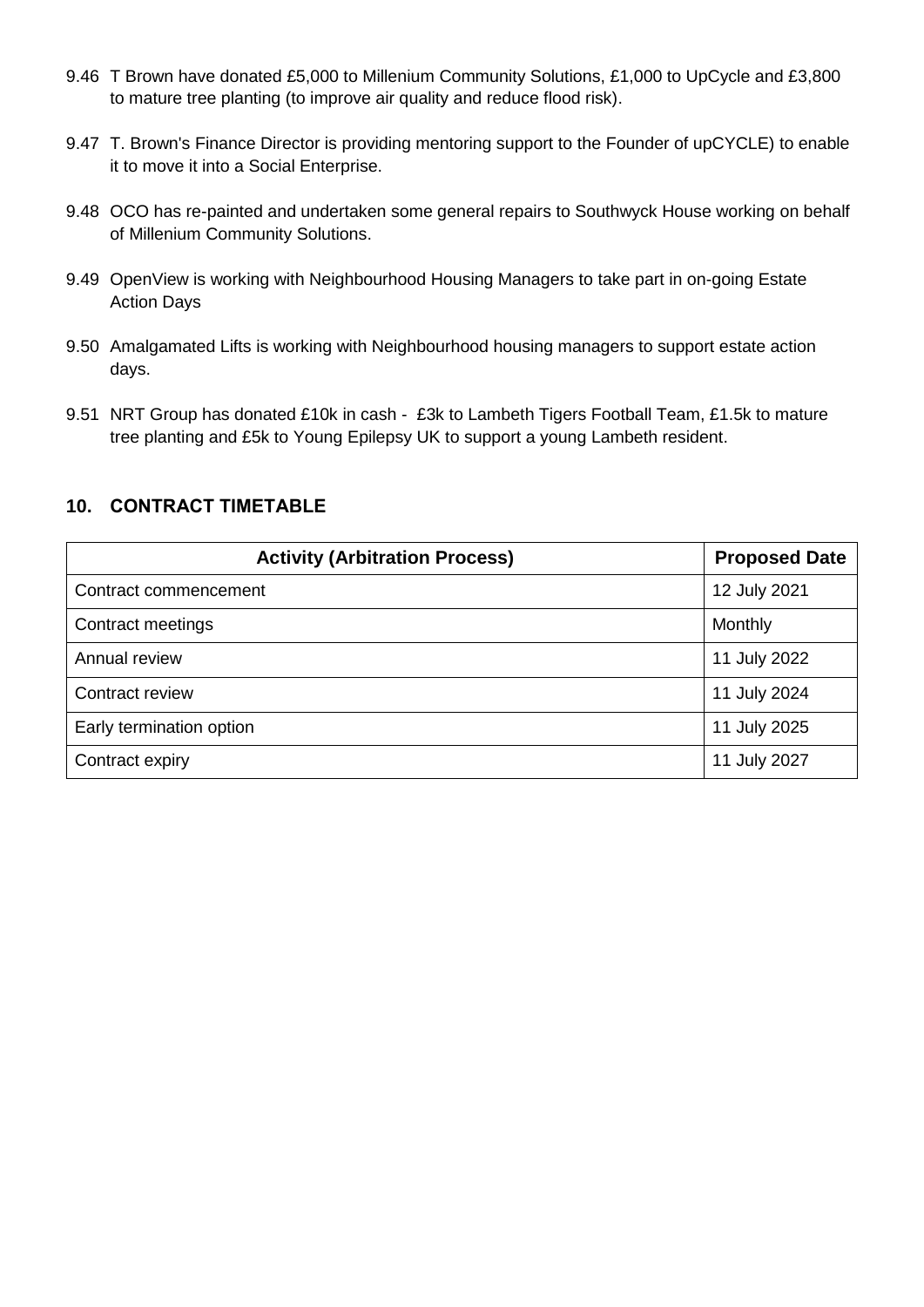9.46 T Brown have donated £5,000 to Millenium Community Solutions, £1,000 to UpCycle and £3,800 to mature tree planting (to improve air quality and reduce flood risk).

9.47 T. Brown's Finance Director is providing mentoring support to the Founder of upCYCLE) to enable it to move it into a Social Enterprise.

9.48 OCO has re-painted and undertaken some general repairs to Southwyck House working on behalf of Millenium Community Solutions.

9.49 OpenView is working with Neighbourhood Housing Managers to take part in on-going Estate Action Days

9.50 Amalgamated Lifts is working with Neighbourhood housing managers to support estate action days.

9.51 NRT Group has donated £10k in cash - £3k to Lambeth Tigers Football Team, £1.5k to mature tree planting and £5k to Young Epilepsy UK to support a young Lambeth resident.

## 10. CONTRACT TIMETABLE

| Activity (Arbitration Process) | Proposed Date |
|---|---|
| Contract commencement | 12 July 2021 |
| Contract meetings | Monthly |
| Annual review | 11 July 2022 |
| Contract review | 11 July 2024 |
| Early termination option | 11 July 2025 |
| Contract expiry | 11 July 2027 |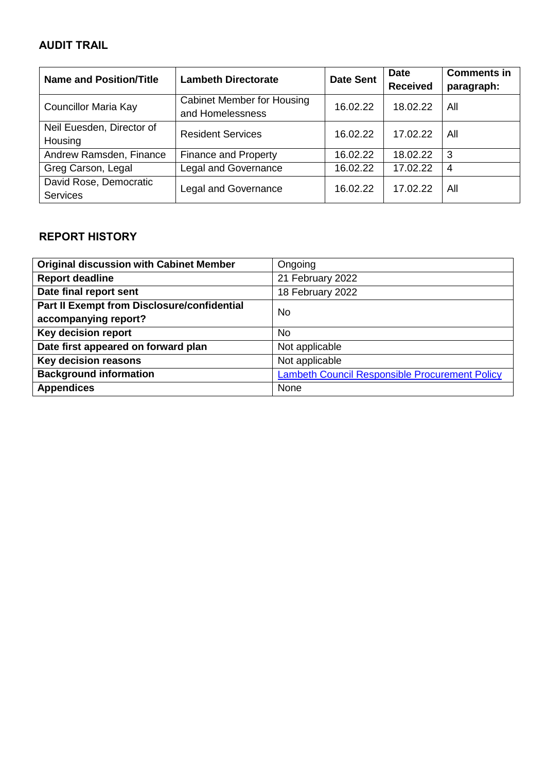## AUDIT TRAIL

| Name and Position/Title | Lambeth Directorate | Date Sent | Date Received | Comments in paragraph: |
|---|---|---|---|---|
| Councillor Maria Kay | Cabinet Member for Housing and Homelessness | 16.02.22 | 18.02.22 | All |
| Neil Euesden, Director of Housing | Resident Services | 16.02.22 | 17.02.22 | All |
| Andrew Ramsden, Finance | Finance and Property | 16.02.22 | 18.02.22 | 3 |
| Greg Carson, Legal | Legal and Governance | 16.02.22 | 17.02.22 | 4 |
| David Rose, Democratic Services | Legal and Governance | 16.02.22 | 17.02.22 | All |

## REPORT HISTORY

| | |
|---|---|
| **Original discussion with Cabinet Member** | Ongoing |
| **Report deadline** | 21 February 2022 |
| **Date final report sent** | 18 February 2022 |
| **Part II Exempt from Disclosure/confidential accompanying report?** | No |
| **Key decision report** | No |
| **Date first appeared on forward plan** | Not applicable |
| **Key decision reasons** | Not applicable |
| **Background information** | Lambeth Council Responsible Procurement Policy |
| **Appendices** | None |